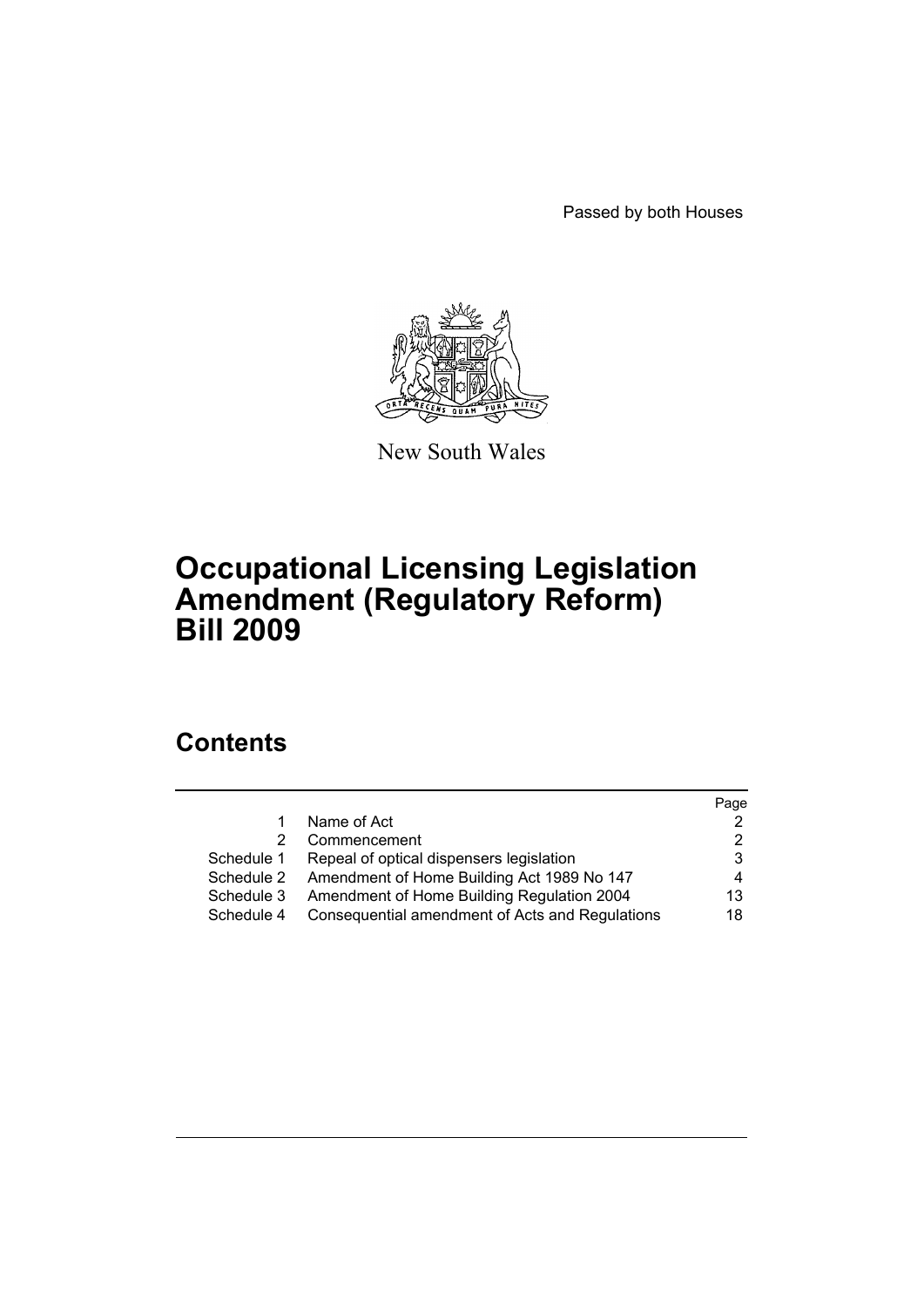Passed by both Houses

New South Wales

# Occupational Licensing Legislation Amendment (Regulatory Reform) Bill 2009

## Contents

| | | Page |
|---|---|---|
| 1 | Name of Act | 2 |
| 2 | Commencement | 2 |
| Schedule 1 | Repeal of optical dispensers legislation | 3 |
| Schedule 2 | Amendment of Home Building Act 1989 No 147 | 4 |
| Schedule 3 | Amendment of Home Building Regulation 2004 | 13 |
| Schedule 4 | Consequential amendment of Acts and Regulations | 18 |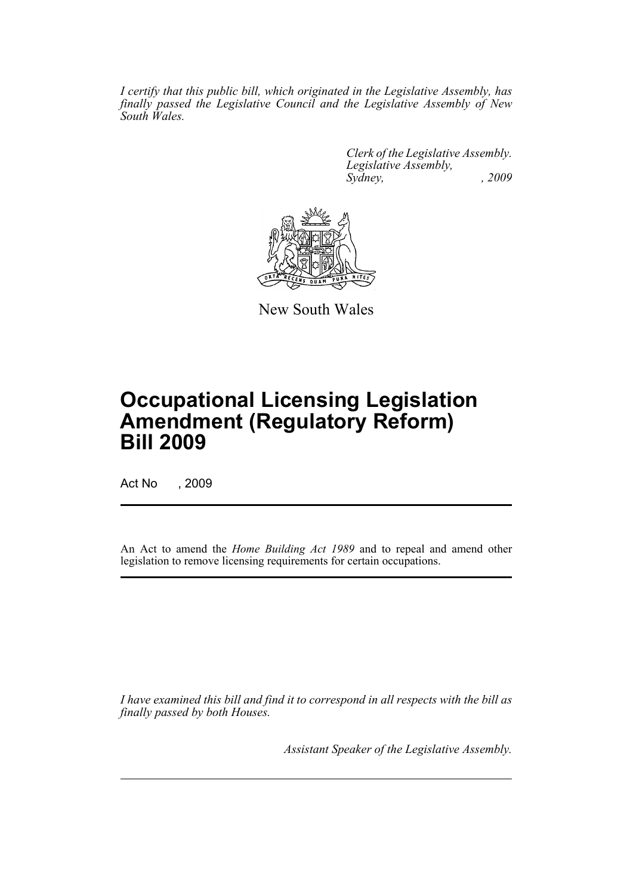*I certify that this public bill, which originated in the Legislative Assembly, has finally passed the Legislative Council and the Legislative Assembly of New South Wales.*

*Clerk of the Legislative Assembly.*
*Legislative Assembly,*
*Sydney, , 2009*

New South Wales

# Occupational Licensing Legislation Amendment (Regulatory Reform) Bill 2009

Act No , 2009

An Act to amend the *Home Building Act 1989* and to repeal and amend other legislation to remove licensing requirements for certain occupations.

*I have examined this bill and find it to correspond in all respects with the bill as finally passed by both Houses.*

*Assistant Speaker of the Legislative Assembly.*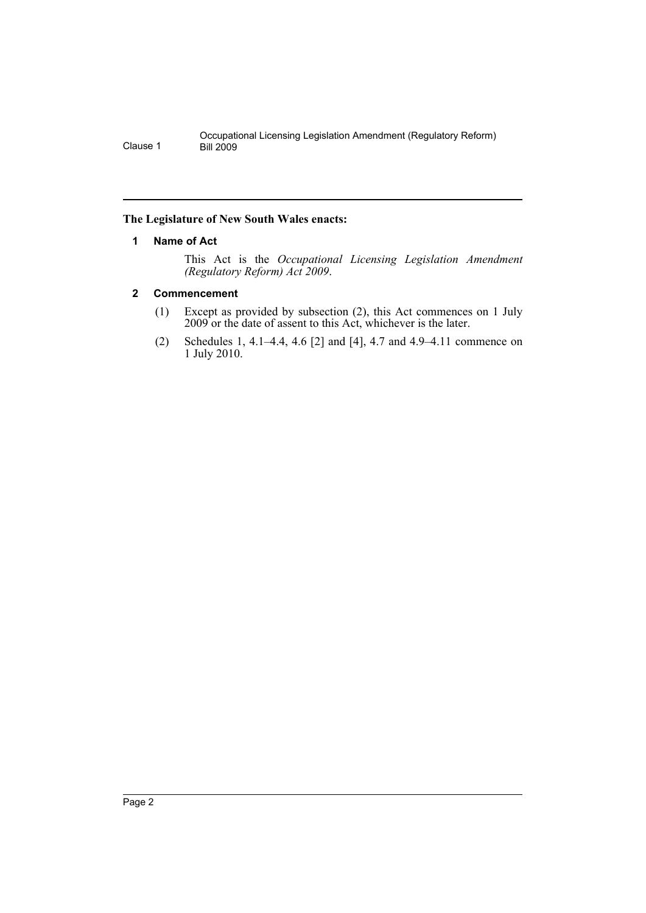**The Legislature of New South Wales enacts:**

## 1 Name of Act

This Act is the *Occupational Licensing Legislation Amendment (Regulatory Reform) Act 2009*.

## 2 Commencement

(1) Except as provided by subsection (2), this Act commences on 1 July 2009 or the date of assent to this Act, whichever is the later.

(2) Schedules 1, 4.1–4.4, 4.6 [2] and [4], 4.7 and 4.9–4.11 commence on 1 July 2010.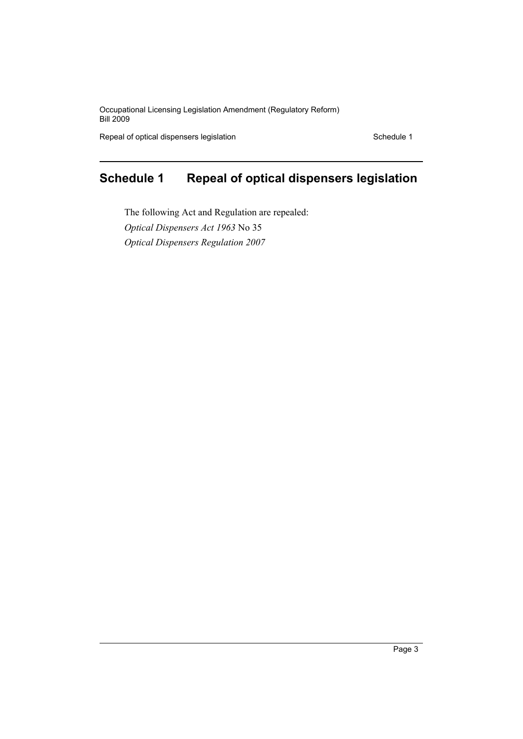# Schedule 1 Repeal of optical dispensers legislation

The following Act and Regulation are repealed:

*Optical Dispensers Act 1963* No 35

*Optical Dispensers Regulation 2007*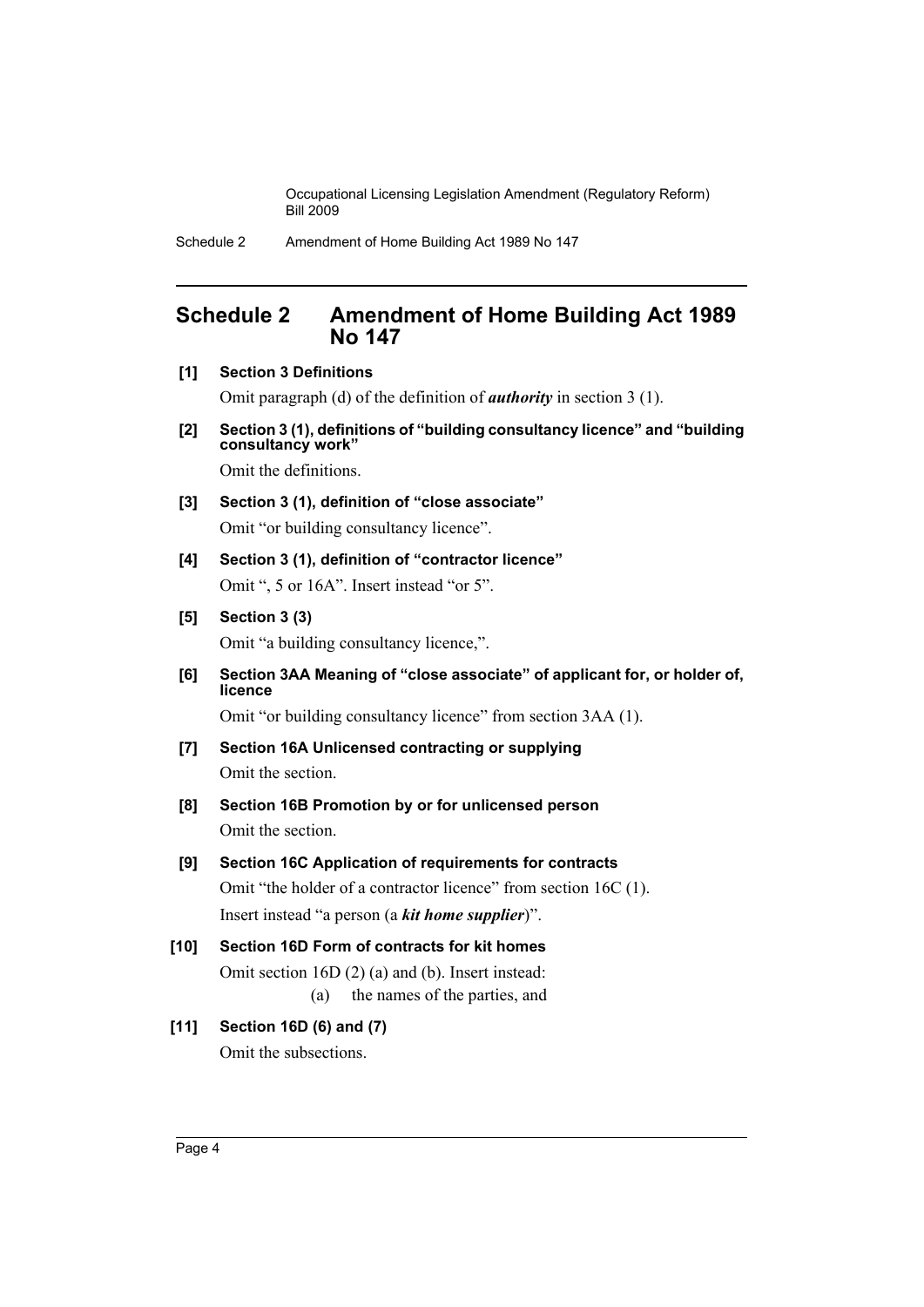## Schedule 2 Amendment of Home Building Act 1989 No 147

**[1] Section 3 Definitions**

Omit paragraph (d) of the definition of ***authority*** in section 3 (1).

**[2] Section 3 (1), definitions of "building consultancy licence" and "building consultancy work"**

Omit the definitions.

**[3] Section 3 (1), definition of "close associate"**

Omit "or building consultancy licence".

**[4] Section 3 (1), definition of "contractor licence"**

Omit ", 5 or 16A". Insert instead "or 5".

**[5] Section 3 (3)**

Omit "a building consultancy licence,".

**[6] Section 3AA Meaning of "close associate" of applicant for, or holder of, licence**

Omit "or building consultancy licence" from section 3AA (1).

**[7] Section 16A Unlicensed contracting or supplying**

Omit the section.

**[8] Section 16B Promotion by or for unlicensed person**

Omit the section.

**[9] Section 16C Application of requirements for contracts**

Omit "the holder of a contractor licence" from section 16C (1).

Insert instead "a person (a ***kit home supplier***)".

**[10] Section 16D Form of contracts for kit homes**

Omit section 16D (2) (a) and (b). Insert instead:

(a) the names of the parties, and

**[11] Section 16D (6) and (7)**

Omit the subsections.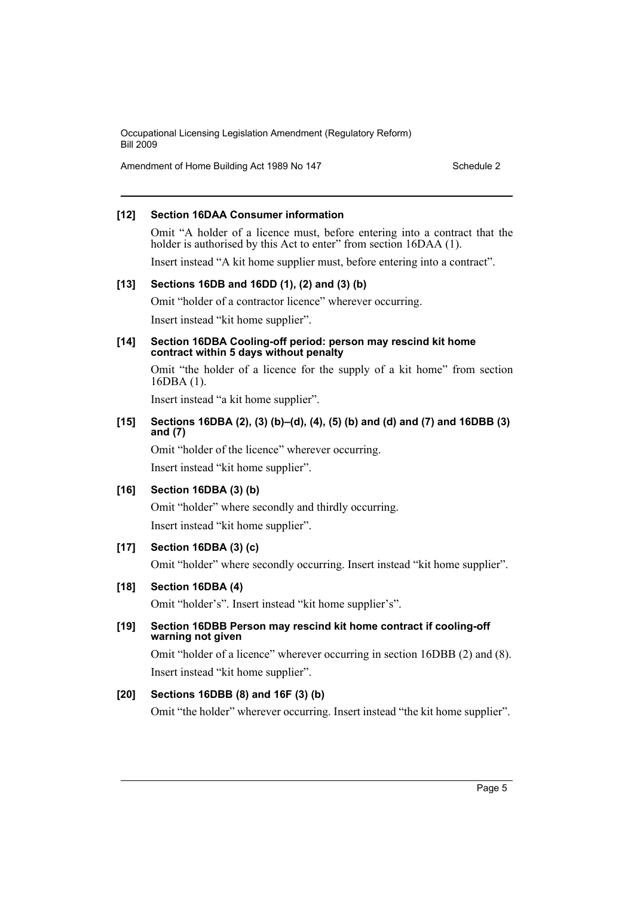#### [12] Section 16DAA Consumer information

Omit "A holder of a licence must, before entering into a contract that the holder is authorised by this Act to enter" from section 16DAA (1).

Insert instead "A kit home supplier must, before entering into a contract".

#### [13] Sections 16DB and 16DD (1), (2) and (3) (b)

Omit "holder of a contractor licence" wherever occurring.

Insert instead "kit home supplier".

#### [14] Section 16DBA Cooling-off period: person may rescind kit home contract within 5 days without penalty

Omit "the holder of a licence for the supply of a kit home" from section 16DBA (1).

Insert instead "a kit home supplier".

#### [15] Sections 16DBA (2), (3) (b)–(d), (4), (5) (b) and (d) and (7) and 16DBB (3) and (7)

Omit "holder of the licence" wherever occurring.

Insert instead "kit home supplier".

#### [16] Section 16DBA (3) (b)

Omit "holder" where secondly and thirdly occurring.

Insert instead "kit home supplier".

#### [17] Section 16DBA (3) (c)

Omit "holder" where secondly occurring. Insert instead "kit home supplier".

#### [18] Section 16DBA (4)

Omit "holder's". Insert instead "kit home supplier's".

#### [19] Section 16DBB Person may rescind kit home contract if cooling-off warning not given

Omit "holder of a licence" wherever occurring in section 16DBB (2) and (8).

Insert instead "kit home supplier".

#### [20] Sections 16DBB (8) and 16F (3) (b)

Omit "the holder" wherever occurring. Insert instead "the kit home supplier".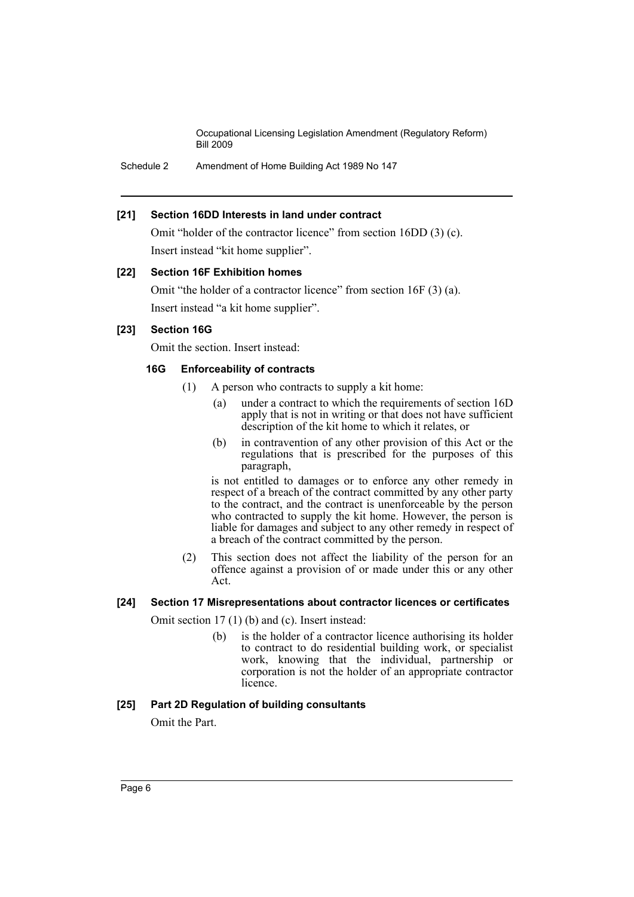**[21] Section 16DD Interests in land under contract**

Omit "holder of the contractor licence" from section 16DD (3) (c).

Insert instead "kit home supplier".

**[22] Section 16F Exhibition homes**

Omit "the holder of a contractor licence" from section 16F (3) (a).

Insert instead "a kit home supplier".

**[23] Section 16G**

Omit the section. Insert instead:

**16G Enforceability of contracts**

(1) A person who contracts to supply a kit home:

(a) under a contract to which the requirements of section 16D apply that is not in writing or that does not have sufficient description of the kit home to which it relates, or

(b) in contravention of any other provision of this Act or the regulations that is prescribed for the purposes of this paragraph,

is not entitled to damages or to enforce any other remedy in respect of a breach of the contract committed by any other party to the contract, and the contract is unenforceable by the person who contracted to supply the kit home. However, the person is liable for damages and subject to any other remedy in respect of a breach of the contract committed by the person.

(2) This section does not affect the liability of the person for an offence against a provision of or made under this or any other Act.

**[24] Section 17 Misrepresentations about contractor licences or certificates**

Omit section 17 (1) (b) and (c). Insert instead:

(b) is the holder of a contractor licence authorising its holder to contract to do residential building work, or specialist work, knowing that the individual, partnership or corporation is not the holder of an appropriate contractor licence.

**[25] Part 2D Regulation of building consultants**

Omit the Part.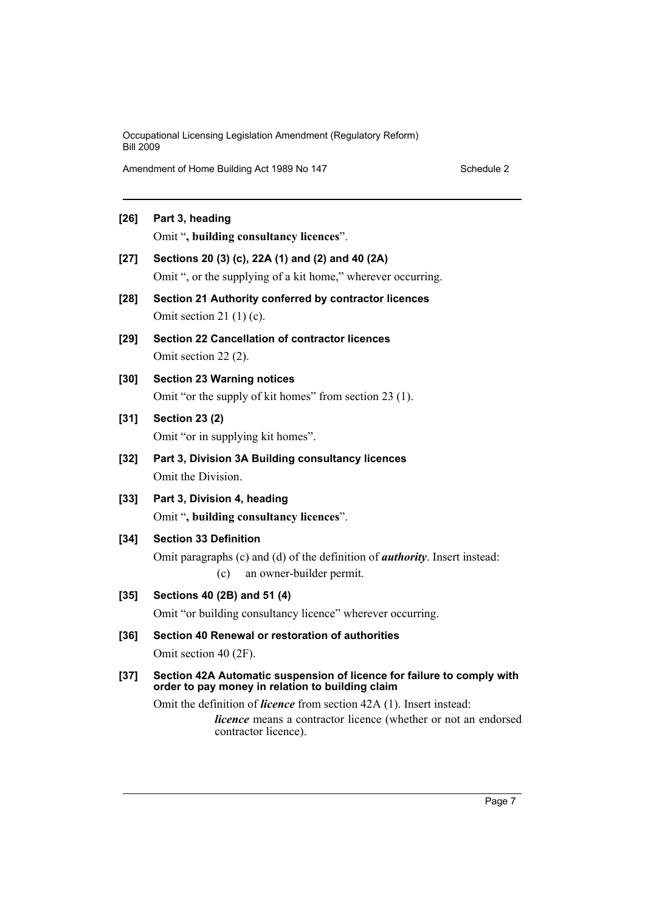**[26] Part 3, heading**

Omit "**, building consultancy licences**".

**[27] Sections 20 (3) (c), 22A (1) and (2) and 40 (2A)**

Omit ", or the supplying of a kit home," wherever occurring.

**[28] Section 21 Authority conferred by contractor licences**

Omit section 21 (1) (c).

**[29] Section 22 Cancellation of contractor licences**

Omit section 22 (2).

**[30] Section 23 Warning notices**

Omit "or the supply of kit homes" from section 23 (1).

**[31] Section 23 (2)**

Omit "or in supplying kit homes".

**[32] Part 3, Division 3A Building consultancy licences**

Omit the Division.

**[33] Part 3, Division 4, heading**

Omit "**, building consultancy licences**".

**[34] Section 33 Definition**

Omit paragraphs (c) and (d) of the definition of ***authority***. Insert instead:

(c) an owner-builder permit.

**[35] Sections 40 (2B) and 51 (4)**

Omit "or building consultancy licence" wherever occurring.

**[36] Section 40 Renewal or restoration of authorities**

Omit section 40 (2F).

**[37] Section 42A Automatic suspension of licence for failure to comply with order to pay money in relation to building claim**

Omit the definition of ***licence*** from section 42A (1). Insert instead:

***licence*** means a contractor licence (whether or not an endorsed contractor licence).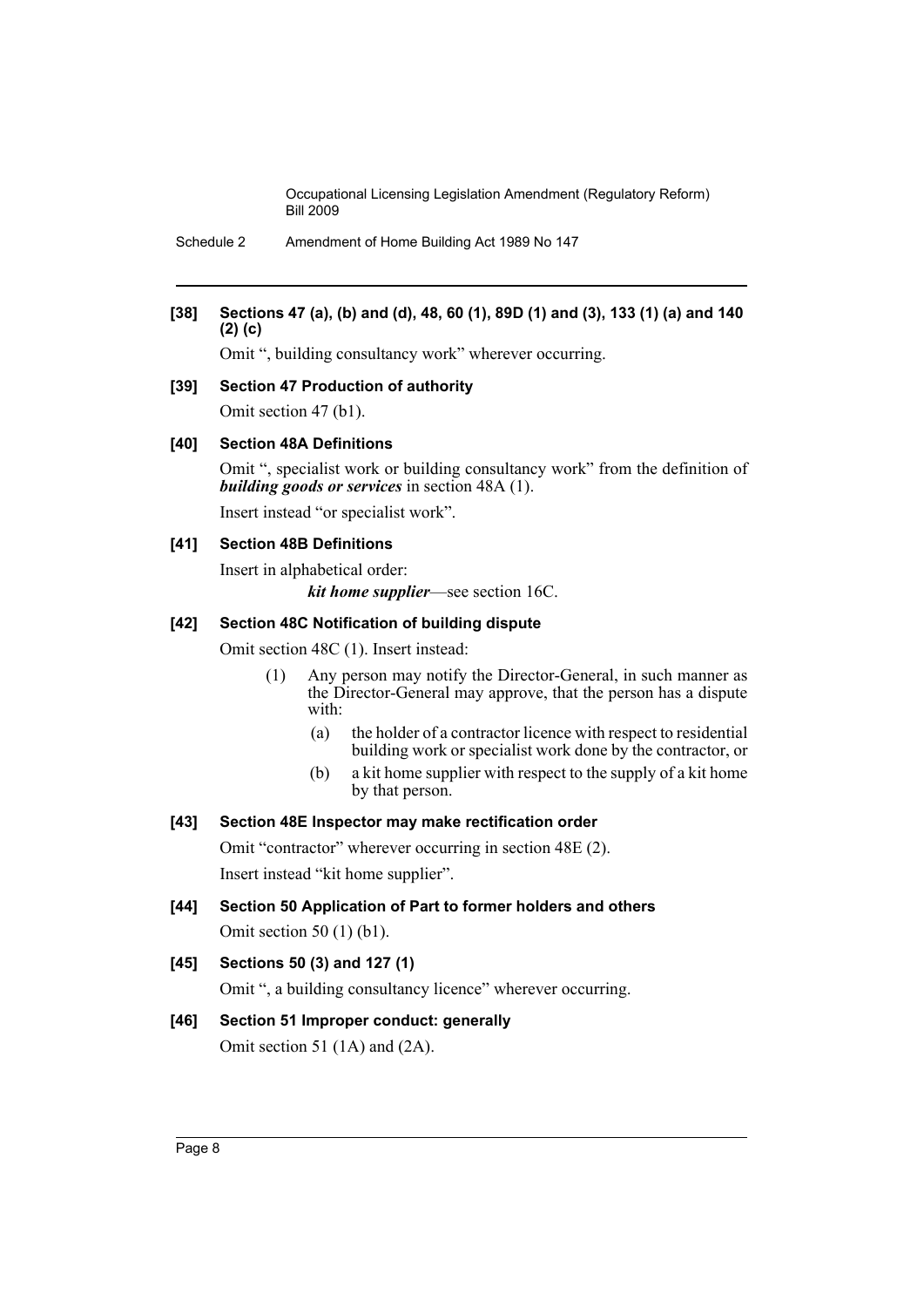**[38] Sections 47 (a), (b) and (d), 48, 60 (1), 89D (1) and (3), 133 (1) (a) and 140 (2) (c)**

Omit ", building consultancy work" wherever occurring.

**[39] Section 47 Production of authority**

Omit section 47 (b1).

**[40] Section 48A Definitions**

Omit ", specialist work or building consultancy work" from the definition of ***building goods or services*** in section 48A (1).

Insert instead "or specialist work".

**[41] Section 48B Definitions**

Insert in alphabetical order:

> ***kit home supplier***—see section 16C.

**[42] Section 48C Notification of building dispute**

Omit section 48C (1). Insert instead:

> (1) Any person may notify the Director-General, in such manner as the Director-General may approve, that the person has a dispute with:
>
> (a) the holder of a contractor licence with respect to residential building work or specialist work done by the contractor, or
>
> (b) a kit home supplier with respect to the supply of a kit home by that person.

**[43] Section 48E Inspector may make rectification order**

Omit "contractor" wherever occurring in section 48E (2).

Insert instead "kit home supplier".

**[44] Section 50 Application of Part to former holders and others**

Omit section 50 (1) (b1).

**[45] Sections 50 (3) and 127 (1)**

Omit ", a building consultancy licence" wherever occurring.

**[46] Section 51 Improper conduct: generally**

Omit section 51 (1A) and (2A).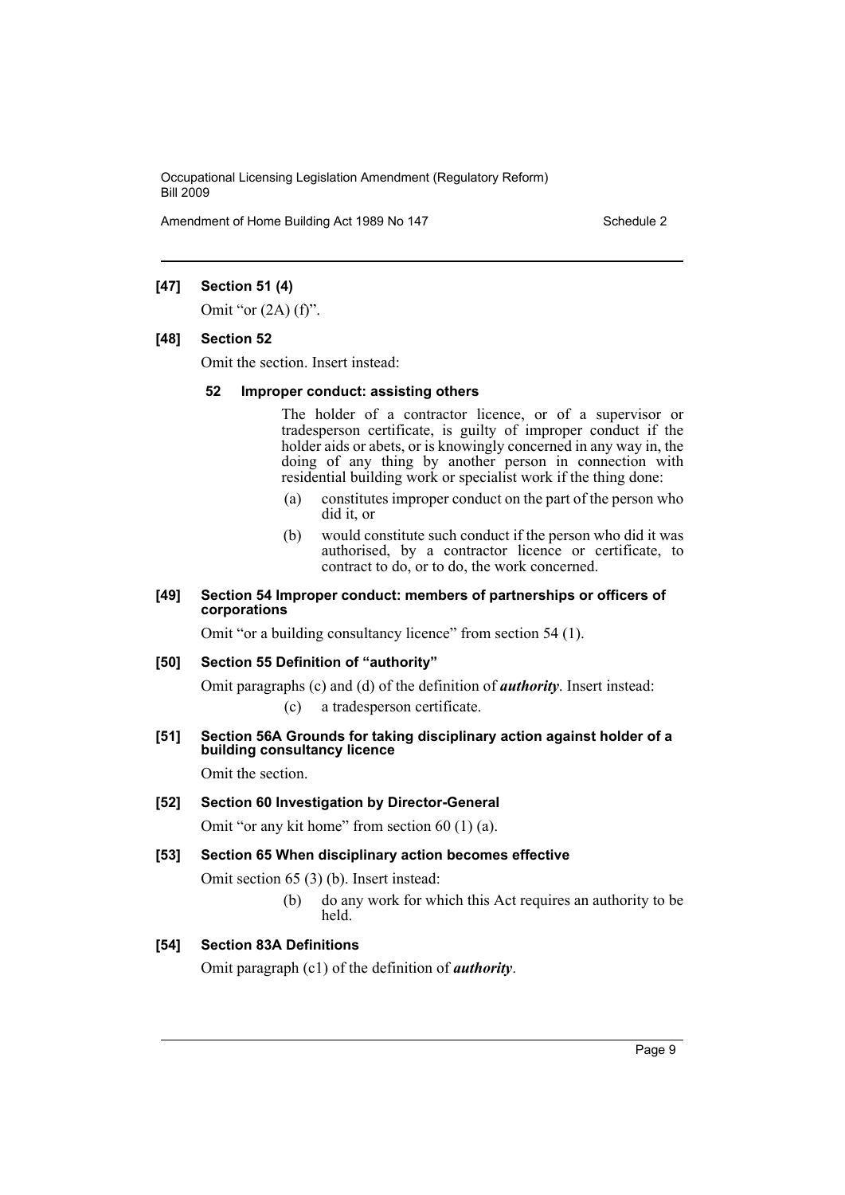**[47] Section 51 (4)**

Omit "or (2A) (f)".

**[48] Section 52**

Omit the section. Insert instead:

**52 Improper conduct: assisting others**

The holder of a contractor licence, or of a supervisor or tradesperson certificate, is guilty of improper conduct if the holder aids or abets, or is knowingly concerned in any way in, the doing of any thing by another person in connection with residential building work or specialist work if the thing done:

(a) constitutes improper conduct on the part of the person who did it, or

(b) would constitute such conduct if the person who did it was authorised, by a contractor licence or certificate, to contract to do, or to do, the work concerned.

**[49] Section 54 Improper conduct: members of partnerships or officers of corporations**

Omit "or a building consultancy licence" from section 54 (1).

**[50] Section 55 Definition of "authority"**

Omit paragraphs (c) and (d) of the definition of ***authority***. Insert instead:

(c) a tradesperson certificate.

**[51] Section 56A Grounds for taking disciplinary action against holder of a building consultancy licence**

Omit the section.

**[52] Section 60 Investigation by Director-General**

Omit "or any kit home" from section 60 (1) (a).

**[53] Section 65 When disciplinary action becomes effective**

Omit section 65 (3) (b). Insert instead:

(b) do any work for which this Act requires an authority to be held.

**[54] Section 83A Definitions**

Omit paragraph (c1) of the definition of ***authority***.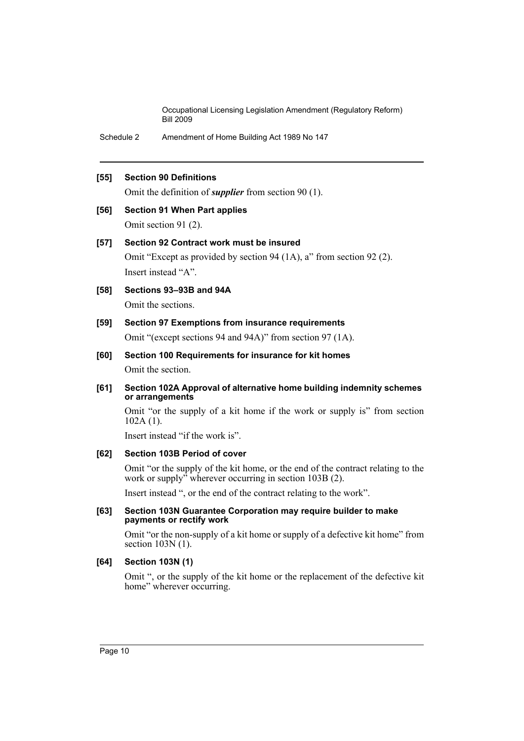**[55] Section 90 Definitions**

Omit the definition of ***supplier*** from section 90 (1).

**[56] Section 91 When Part applies**

Omit section 91 (2).

**[57] Section 92 Contract work must be insured**

Omit "Except as provided by section 94 (1A), a" from section 92 (2).

Insert instead "A".

**[58] Sections 93–93B and 94A**

Omit the sections.

**[59] Section 97 Exemptions from insurance requirements**

Omit "(except sections 94 and 94A)" from section 97 (1A).

**[60] Section 100 Requirements for insurance for kit homes**

Omit the section.

**[61] Section 102A Approval of alternative home building indemnity schemes or arrangements**

Omit "or the supply of a kit home if the work or supply is" from section 102A (1).

Insert instead "if the work is".

**[62] Section 103B Period of cover**

Omit "or the supply of the kit home, or the end of the contract relating to the work or supply" wherever occurring in section 103B (2).

Insert instead ", or the end of the contract relating to the work".

**[63] Section 103N Guarantee Corporation may require builder to make payments or rectify work**

Omit "or the non-supply of a kit home or supply of a defective kit home" from section 103N (1).

**[64] Section 103N (1)**

Omit ", or the supply of the kit home or the replacement of the defective kit home" wherever occurring.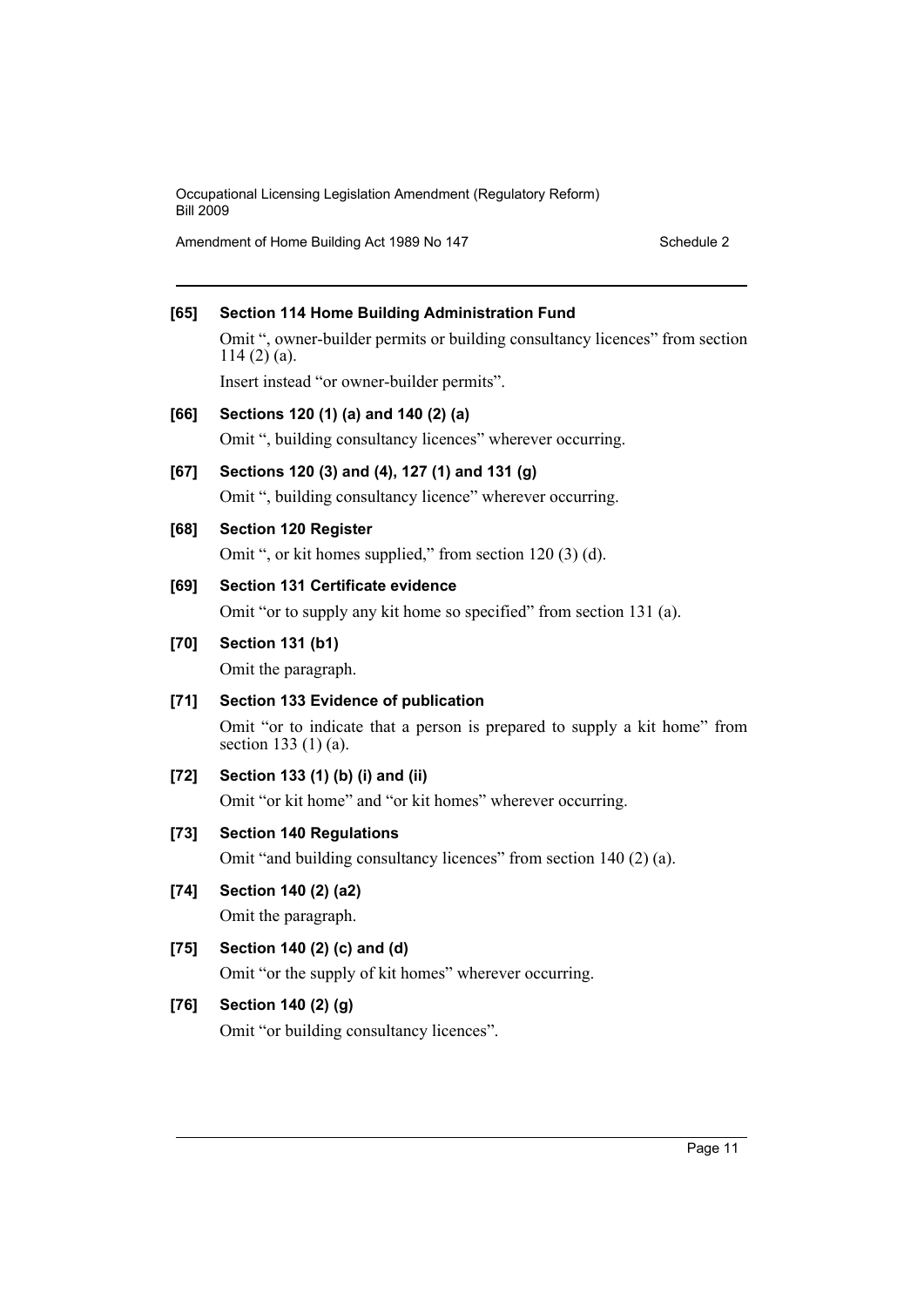**[65] Section 114 Home Building Administration Fund**

Omit ", owner-builder permits or building consultancy licences" from section 114 (2) (a).

Insert instead "or owner-builder permits".

**[66] Sections 120 (1) (a) and 140 (2) (a)**

Omit ", building consultancy licences" wherever occurring.

**[67] Sections 120 (3) and (4), 127 (1) and 131 (g)**

Omit ", building consultancy licence" wherever occurring.

**[68] Section 120 Register**

Omit ", or kit homes supplied," from section 120 (3) (d).

**[69] Section 131 Certificate evidence**

Omit "or to supply any kit home so specified" from section 131 (a).

**[70] Section 131 (b1)**

Omit the paragraph.

**[71] Section 133 Evidence of publication**

Omit "or to indicate that a person is prepared to supply a kit home" from section 133 (1) (a).

**[72] Section 133 (1) (b) (i) and (ii)**

Omit "or kit home" and "or kit homes" wherever occurring.

**[73] Section 140 Regulations**

Omit "and building consultancy licences" from section 140 (2) (a).

**[74] Section 140 (2) (a2)**

Omit the paragraph.

**[75] Section 140 (2) (c) and (d)**

Omit "or the supply of kit homes" wherever occurring.

**[76] Section 140 (2) (g)**

Omit "or building consultancy licences".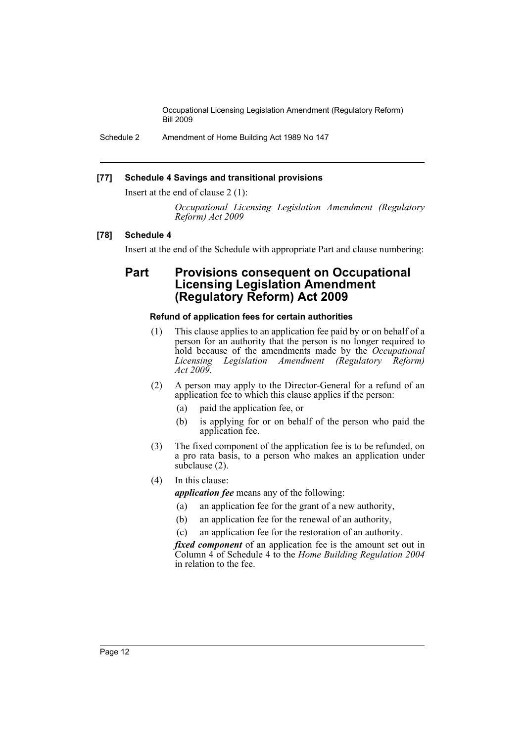#### [77] Schedule 4 Savings and transitional provisions

Insert at the end of clause 2 (1):

> *Occupational Licensing Legislation Amendment (Regulatory Reform) Act 2009*

#### [78] Schedule 4

Insert at the end of the Schedule with appropriate Part and clause numbering:

## Part Provisions consequent on Occupational Licensing Legislation Amendment (Regulatory Reform) Act 2009

#### Refund of application fees for certain authorities

(1) This clause applies to an application fee paid by or on behalf of a person for an authority that the person is no longer required to hold because of the amendments made by the *Occupational Licensing Legislation Amendment (Regulatory Reform) Act 2009*.

(2) A person may apply to the Director-General for a refund of an application fee to which this clause applies if the person:

- (a) paid the application fee, or
- (b) is applying for or on behalf of the person who paid the application fee.

(3) The fixed component of the application fee is to be refunded, on a pro rata basis, to a person who makes an application under subclause (2).

(4) In this clause:

***application fee*** means any of the following:

- (a) an application fee for the grant of a new authority,
- (b) an application fee for the renewal of an authority,
- (c) an application fee for the restoration of an authority.

***fixed component*** of an application fee is the amount set out in Column 4 of Schedule 4 to the *Home Building Regulation 2004* in relation to the fee.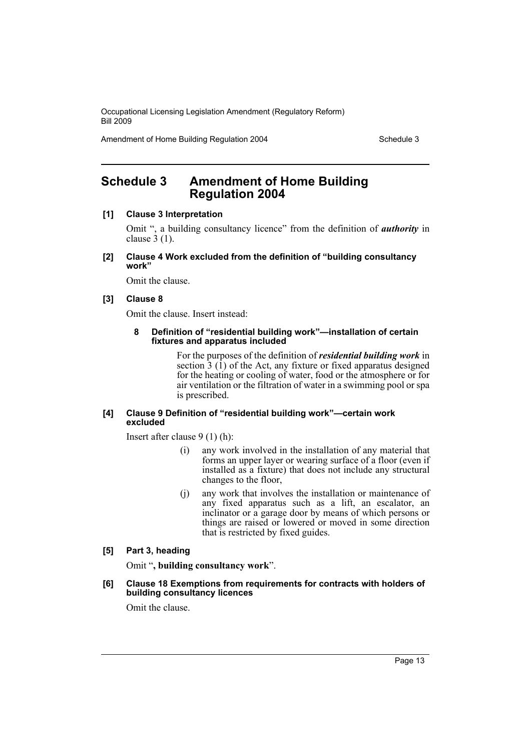# Schedule 3 Amendment of Home Building Regulation 2004

**[1] Clause 3 Interpretation**

Omit ", a building consultancy licence" from the definition of ***authority*** in clause 3 (1).

**[2] Clause 4 Work excluded from the definition of "building consultancy work"**

Omit the clause.

**[3] Clause 8**

Omit the clause. Insert instead:

**8 Definition of "residential building work"—installation of certain fixtures and apparatus included**

For the purposes of the definition of ***residential building work*** in section 3 (1) of the Act, any fixture or fixed apparatus designed for the heating or cooling of water, food or the atmosphere or for air ventilation or the filtration of water in a swimming pool or spa is prescribed.

**[4] Clause 9 Definition of "residential building work"—certain work excluded**

Insert after clause 9 (1) (h):

(i) any work involved in the installation of any material that forms an upper layer or wearing surface of a floor (even if installed as a fixture) that does not include any structural changes to the floor,

(j) any work that involves the installation or maintenance of any fixed apparatus such as a lift, an escalator, an inclinator or a garage door by means of which persons or things are raised or lowered or moved in some direction that is restricted by fixed guides.

**[5] Part 3, heading**

Omit "**, building consultancy work**".

**[6] Clause 18 Exemptions from requirements for contracts with holders of building consultancy licences**

Omit the clause.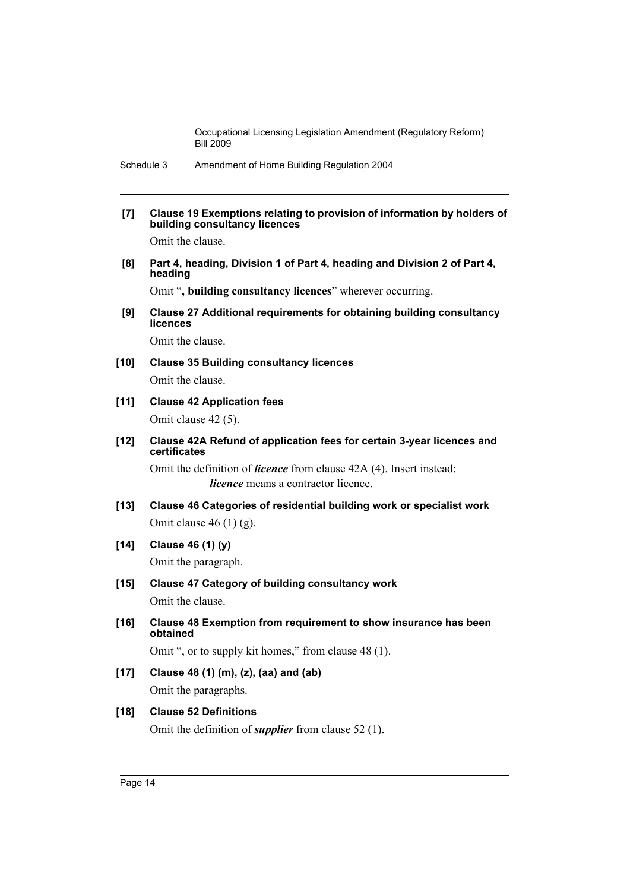**[7] Clause 19 Exemptions relating to provision of information by holders of building consultancy licences**

Omit the clause.

**[8] Part 4, heading, Division 1 of Part 4, heading and Division 2 of Part 4, heading**

Omit "**, building consultancy licences**" wherever occurring.

**[9] Clause 27 Additional requirements for obtaining building consultancy licences**

Omit the clause.

**[10] Clause 35 Building consultancy licences**

Omit the clause.

**[11] Clause 42 Application fees**

Omit clause 42 (5).

**[12] Clause 42A Refund of application fees for certain 3-year licences and certificates**

Omit the definition of ***licence*** from clause 42A (4). Insert instead:

> ***licence*** means a contractor licence.

**[13] Clause 46 Categories of residential building work or specialist work**

Omit clause 46 (1) (g).

**[14] Clause 46 (1) (y)**

Omit the paragraph.

**[15] Clause 47 Category of building consultancy work**

Omit the clause.

**[16] Clause 48 Exemption from requirement to show insurance has been obtained**

Omit ", or to supply kit homes," from clause 48 (1).

**[17] Clause 48 (1) (m), (z), (aa) and (ab)**

Omit the paragraphs.

**[18] Clause 52 Definitions**

Omit the definition of ***supplier*** from clause 52 (1).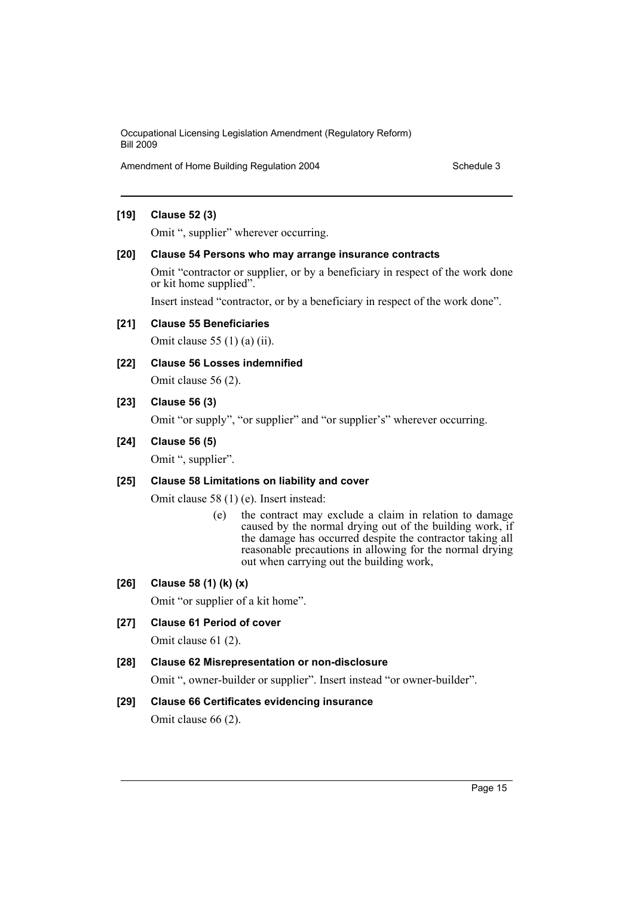**[19] Clause 52 (3)**

Omit “, supplier” wherever occurring.

**[20] Clause 54 Persons who may arrange insurance contracts**

Omit “contractor or supplier, or by a beneficiary in respect of the work done or kit home supplied”.

Insert instead “contractor, or by a beneficiary in respect of the work done”.

**[21] Clause 55 Beneficiaries**

Omit clause 55 (1) (a) (ii).

**[22] Clause 56 Losses indemnified**

Omit clause 56 (2).

**[23] Clause 56 (3)**

Omit “or supply”, “or supplier” and “or supplier’s” wherever occurring.

**[24] Clause 56 (5)**

Omit “, supplier”.

**[25] Clause 58 Limitations on liability and cover**

Omit clause 58 (1) (e). Insert instead:

> (e) the contract may exclude a claim in relation to damage caused by the normal drying out of the building work, if the damage has occurred despite the contractor taking all reasonable precautions in allowing for the normal drying out when carrying out the building work,

**[26] Clause 58 (1) (k) (x)**

Omit “or supplier of a kit home”.

**[27] Clause 61 Period of cover**

Omit clause 61 (2).

**[28] Clause 62 Misrepresentation or non-disclosure**

Omit “, owner-builder or supplier”. Insert instead “or owner-builder”.

**[29] Clause 66 Certificates evidencing insurance**

Omit clause 66 (2).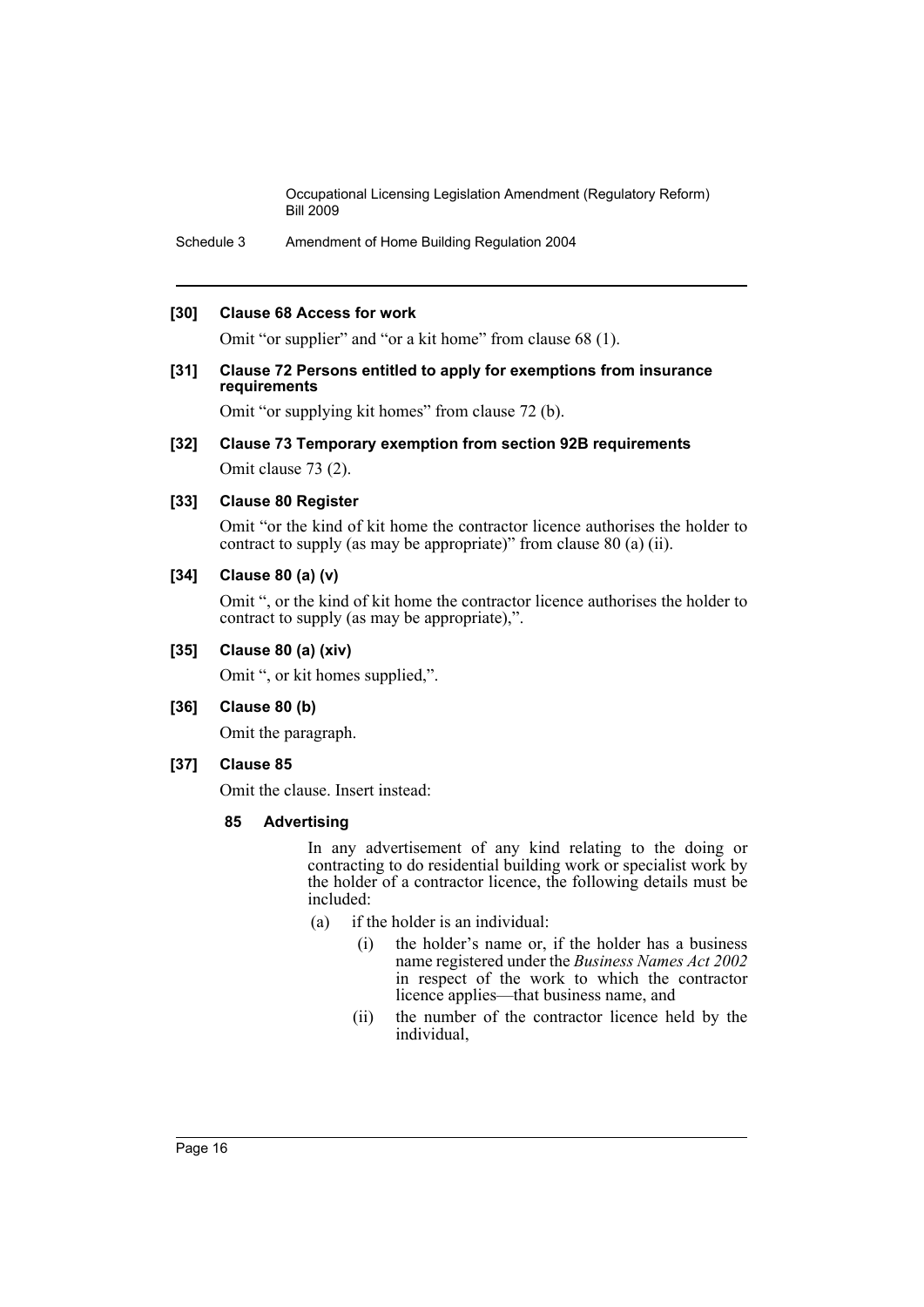**[30] Clause 68 Access for work**

Omit "or supplier" and "or a kit home" from clause 68 (1).

**[31] Clause 72 Persons entitled to apply for exemptions from insurance requirements**

Omit "or supplying kit homes" from clause 72 (b).

**[32] Clause 73 Temporary exemption from section 92B requirements**

Omit clause 73 (2).

**[33] Clause 80 Register**

Omit "or the kind of kit home the contractor licence authorises the holder to contract to supply (as may be appropriate)" from clause 80 (a) (ii).

**[34] Clause 80 (a) (v)**

Omit ", or the kind of kit home the contractor licence authorises the holder to contract to supply (as may be appropriate),".

**[35] Clause 80 (a) (xiv)**

Omit ", or kit homes supplied,".

**[36] Clause 80 (b)**

Omit the paragraph.

**[37] Clause 85**

Omit the clause. Insert instead:

**85 Advertising**

In any advertisement of any kind relating to the doing or contracting to do residential building work or specialist work by the holder of a contractor licence, the following details must be included:

(a) if the holder is an individual:

(i) the holder's name or, if the holder has a business name registered under the *Business Names Act 2002* in respect of the work to which the contractor licence applies—that business name, and

(ii) the number of the contractor licence held by the individual,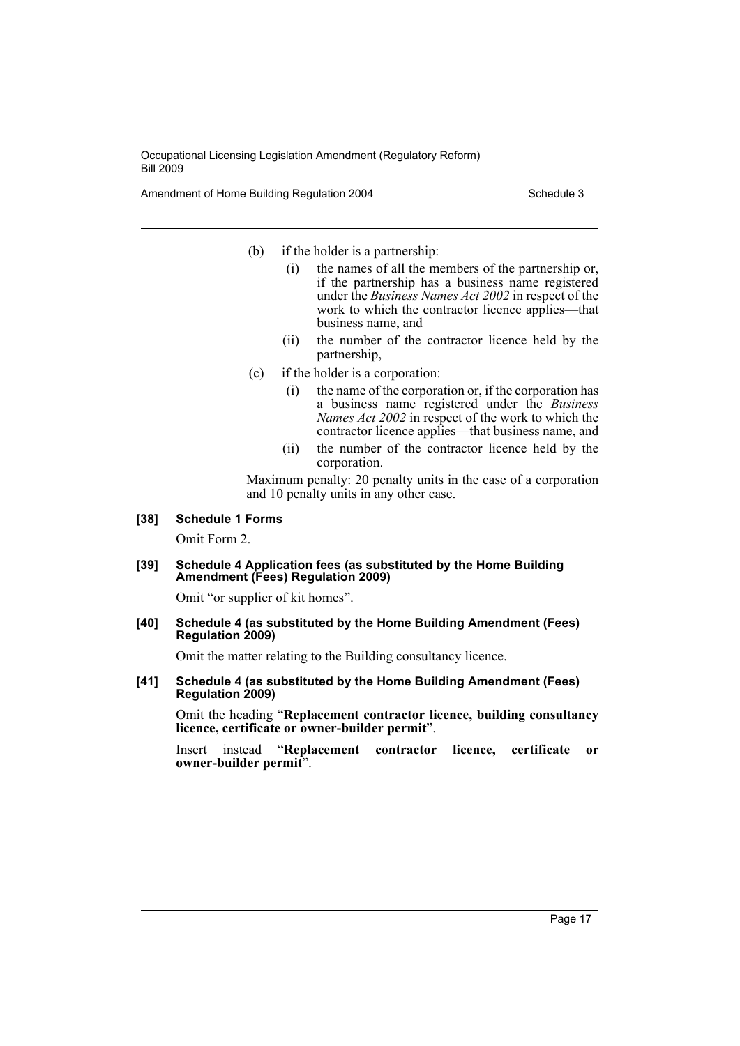(b) if the holder is a partnership:

(i) the names of all the members of the partnership or, if the partnership has a business name registered under the *Business Names Act 2002* in respect of the work to which the contractor licence applies—that business name, and

(ii) the number of the contractor licence held by the partnership,

(c) if the holder is a corporation:

(i) the name of the corporation or, if the corporation has a business name registered under the *Business Names Act 2002* in respect of the work to which the contractor licence applies—that business name, and

(ii) the number of the contractor licence held by the corporation.

Maximum penalty: 20 penalty units in the case of a corporation and 10 penalty units in any other case.

#### [38] Schedule 1 Forms

Omit Form 2.

#### [39] Schedule 4 Application fees (as substituted by the Home Building Amendment (Fees) Regulation 2009)

Omit "or supplier of kit homes".

#### [40] Schedule 4 (as substituted by the Home Building Amendment (Fees) Regulation 2009)

Omit the matter relating to the Building consultancy licence.

#### [41] Schedule 4 (as substituted by the Home Building Amendment (Fees) Regulation 2009)

Omit the heading "**Replacement contractor licence, building consultancy licence, certificate or owner-builder permit**".

Insert instead "**Replacement contractor licence, certificate or owner-builder permit**".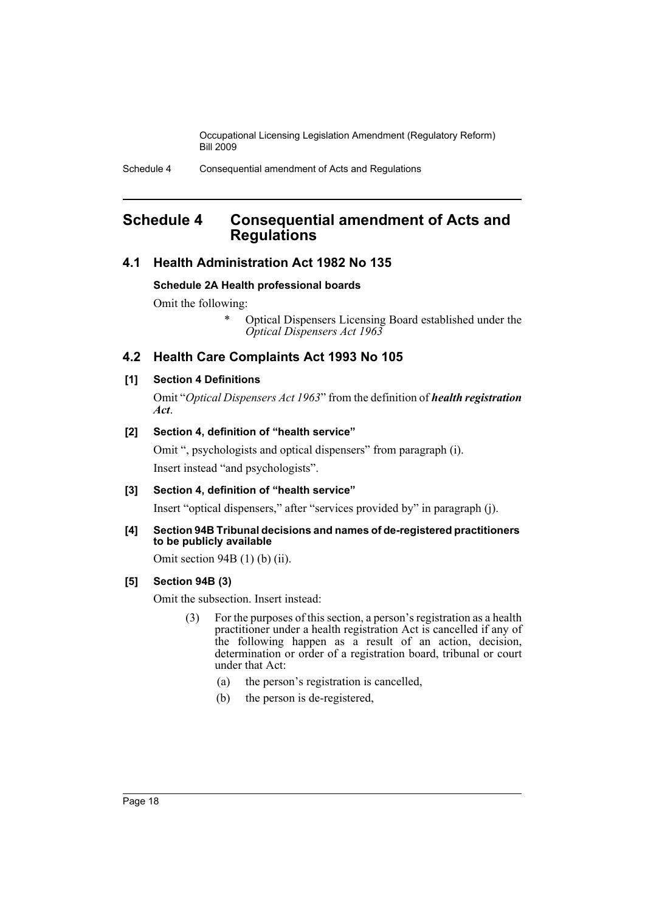# Schedule 4 Consequential amendment of Acts and Regulations

## 4.1 Health Administration Act 1982 No 135

### Schedule 2A Health professional boards

Omit the following:

- * Optical Dispensers Licensing Board established under the *Optical Dispensers Act 1963*

## 4.2 Health Care Complaints Act 1993 No 105

### [1] Section 4 Definitions

Omit "*Optical Dispensers Act 1963*" from the definition of ***health registration Act***.

### [2] Section 4, definition of "health service"

Omit ", psychologists and optical dispensers" from paragraph (i).

Insert instead "and psychologists".

### [3] Section 4, definition of "health service"

Insert "optical dispensers," after "services provided by" in paragraph (j).

### [4] Section 94B Tribunal decisions and names of de-registered practitioners to be publicly available

Omit section 94B (1) (b) (ii).

### [5] Section 94B (3)

Omit the subsection. Insert instead:

(3) For the purposes of this section, a person's registration as a health practitioner under a health registration Act is cancelled if any of the following happen as a result of an action, decision, determination or order of a registration board, tribunal or court under that Act:

(a) the person's registration is cancelled,

(b) the person is de-registered,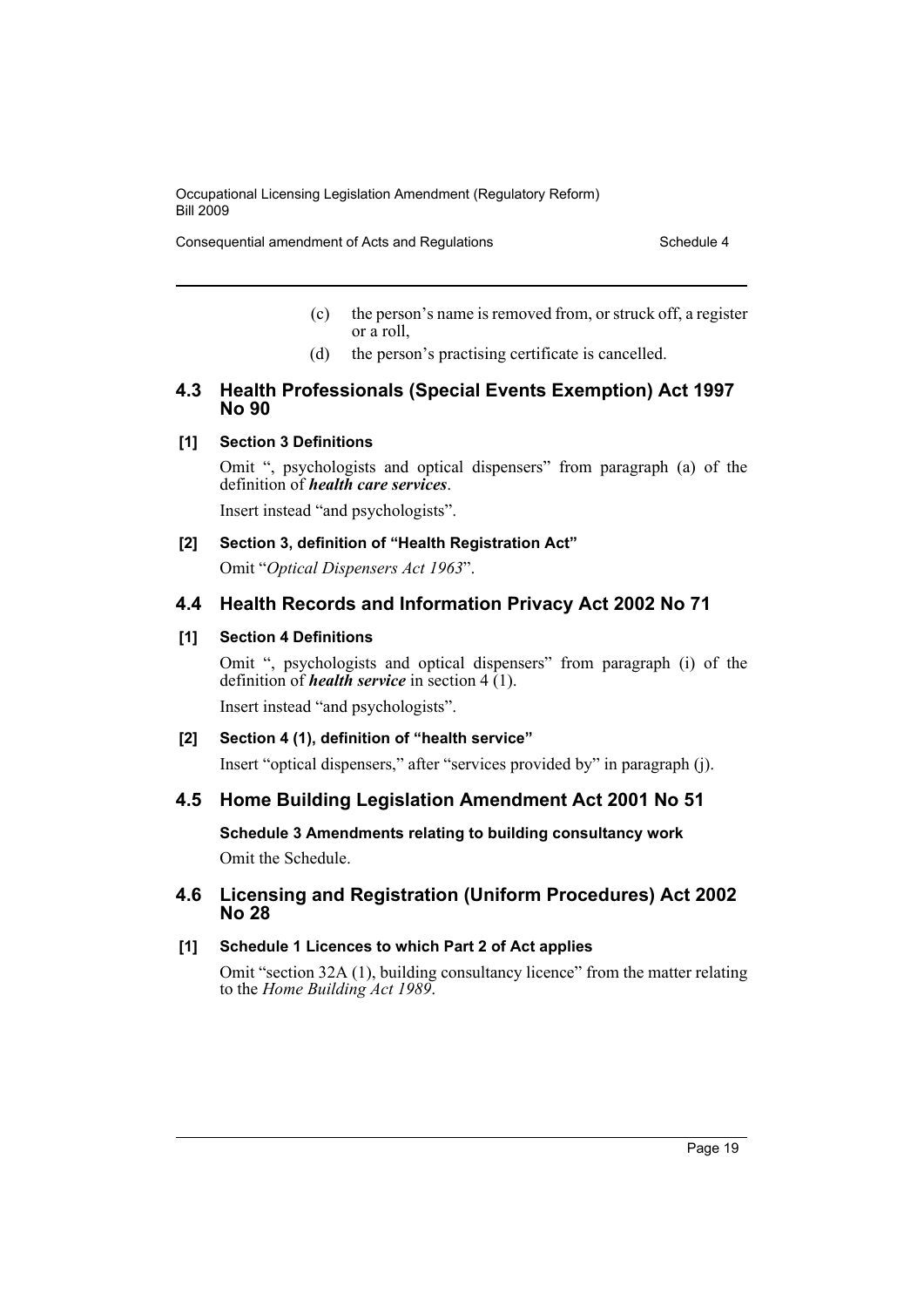(c) the person's name is removed from, or struck off, a register or a roll,

(d) the person's practising certificate is cancelled.

## 4.3 Health Professionals (Special Events Exemption) Act 1997 No 90

### [1] Section 3 Definitions

Omit ", psychologists and optical dispensers" from paragraph (a) of the definition of ***health care services***.

Insert instead "and psychologists".

### [2] Section 3, definition of "Health Registration Act"

Omit "*Optical Dispensers Act 1963*".

## 4.4 Health Records and Information Privacy Act 2002 No 71

### [1] Section 4 Definitions

Omit ", psychologists and optical dispensers" from paragraph (i) of the definition of ***health service*** in section 4 (1).

Insert instead "and psychologists".

### [2] Section 4 (1), definition of "health service"

Insert "optical dispensers," after "services provided by" in paragraph (j).

## 4.5 Home Building Legislation Amendment Act 2001 No 51

### Schedule 3 Amendments relating to building consultancy work

Omit the Schedule.

## 4.6 Licensing and Registration (Uniform Procedures) Act 2002 No 28

### [1] Schedule 1 Licences to which Part 2 of Act applies

Omit "section 32A (1), building consultancy licence" from the matter relating to the *Home Building Act 1989*.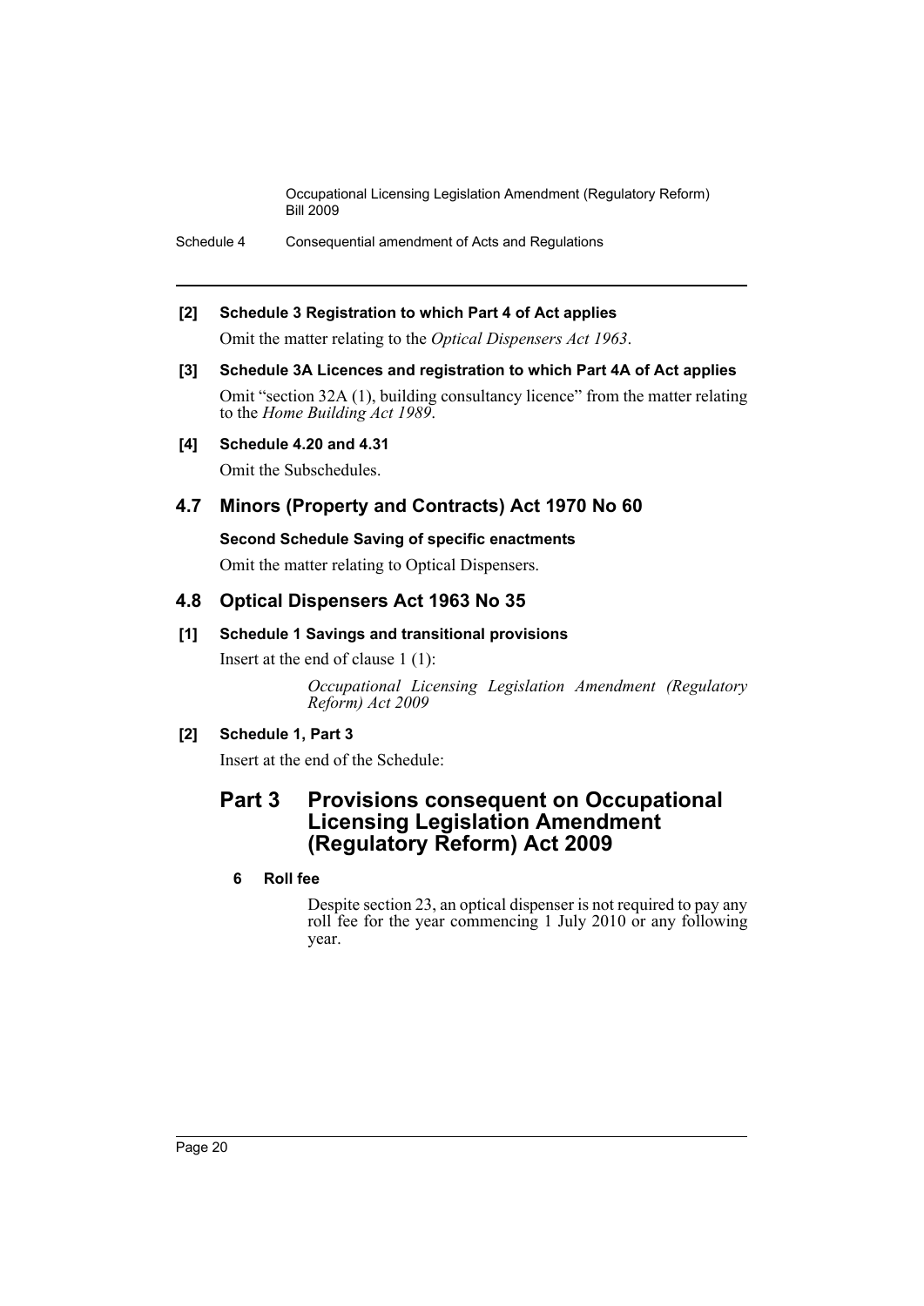**[2] Schedule 3 Registration to which Part 4 of Act applies**

Omit the matter relating to the *Optical Dispensers Act 1963*.

**[3] Schedule 3A Licences and registration to which Part 4A of Act applies**

Omit "section 32A (1), building consultancy licence" from the matter relating to the *Home Building Act 1989*.

**[4] Schedule 4.20 and 4.31**

Omit the Subschedules.

## 4.7 Minors (Property and Contracts) Act 1970 No 60

**Second Schedule Saving of specific enactments**

Omit the matter relating to Optical Dispensers.

## 4.8 Optical Dispensers Act 1963 No 35

**[1] Schedule 1 Savings and transitional provisions**

Insert at the end of clause 1 (1):

*Occupational Licensing Legislation Amendment (Regulatory Reform) Act 2009*

**[2] Schedule 1, Part 3**

Insert at the end of the Schedule:

# Part 3 Provisions consequent on Occupational Licensing Legislation Amendment (Regulatory Reform) Act 2009

**6 Roll fee**

Despite section 23, an optical dispenser is not required to pay any roll fee for the year commencing 1 July 2010 or any following year.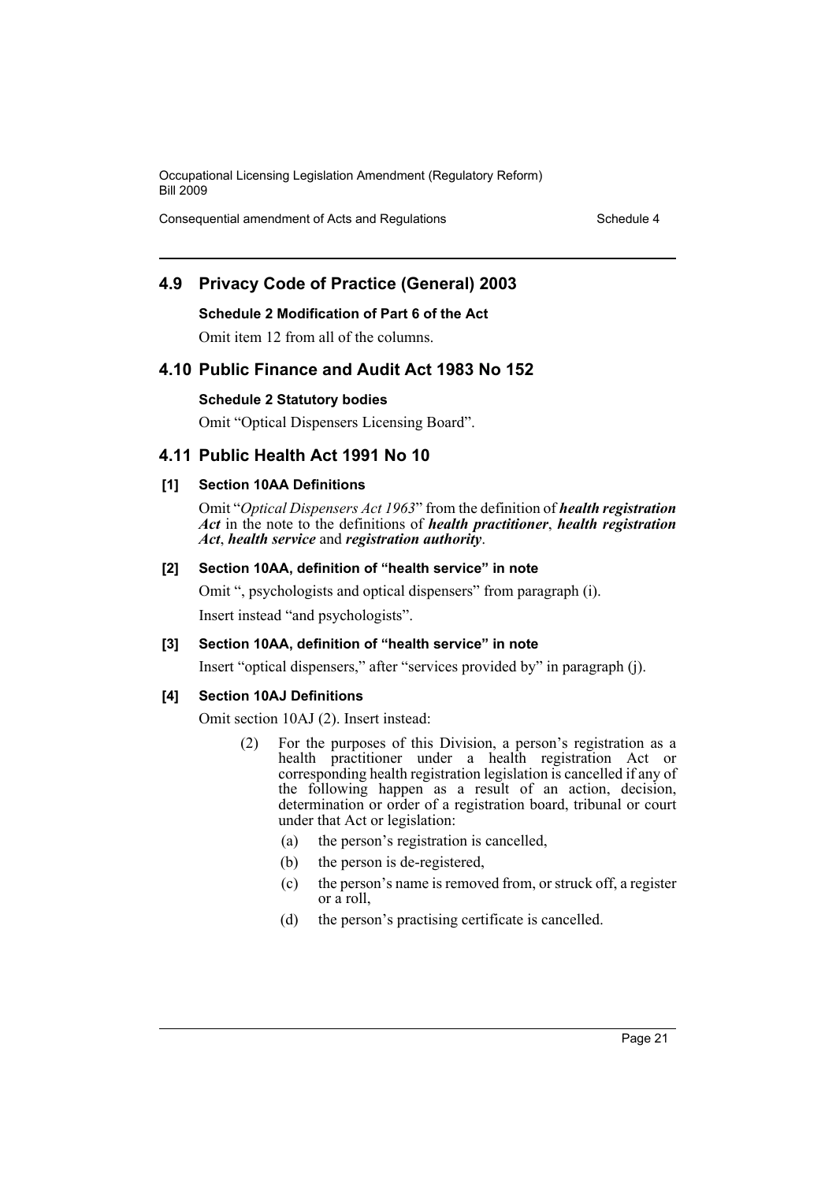## 4.9 Privacy Code of Practice (General) 2003

**Schedule 2 Modification of Part 6 of the Act**

Omit item 12 from all of the columns.

## 4.10 Public Finance and Audit Act 1983 No 152

**Schedule 2 Statutory bodies**

Omit "Optical Dispensers Licensing Board".

## 4.11 Public Health Act 1991 No 10

**[1] Section 10AA Definitions**

Omit "*Optical Dispensers Act 1963*" from the definition of ***health registration Act*** in the note to the definitions of ***health practitioner***, ***health registration Act***, ***health service*** and ***registration authority***.

**[2] Section 10AA, definition of "health service" in note**

Omit ", psychologists and optical dispensers" from paragraph (i).

Insert instead "and psychologists".

**[3] Section 10AA, definition of "health service" in note**

Insert "optical dispensers," after "services provided by" in paragraph (j).

**[4] Section 10AJ Definitions**

Omit section 10AJ (2). Insert instead:

(2) For the purposes of this Division, a person's registration as a health practitioner under a health registration Act or corresponding health registration legislation is cancelled if any of the following happen as a result of an action, decision, determination or order of a registration board, tribunal or court under that Act or legislation:

(a) the person's registration is cancelled,

(b) the person is de-registered,

(c) the person's name is removed from, or struck off, a register or a roll,

(d) the person's practising certificate is cancelled.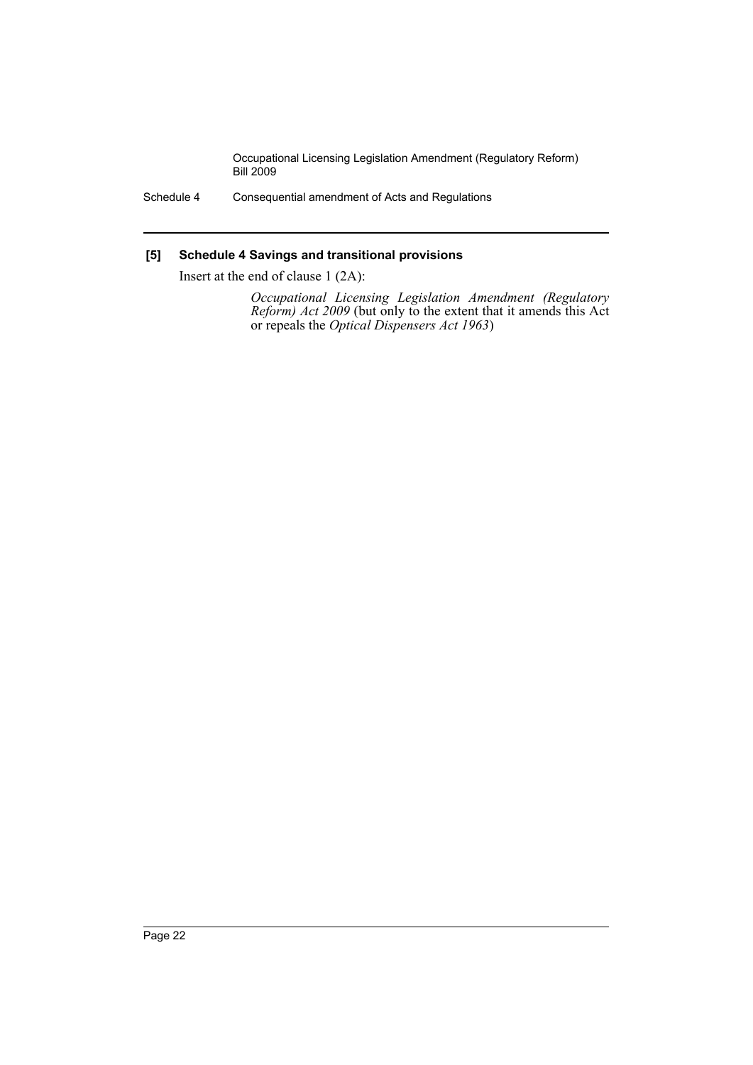### [5] Schedule 4 Savings and transitional provisions

Insert at the end of clause 1 (2A):

> *Occupational Licensing Legislation Amendment (Regulatory Reform) Act 2009* (but only to the extent that it amends this Act or repeals the *Optical Dispensers Act 1963*)